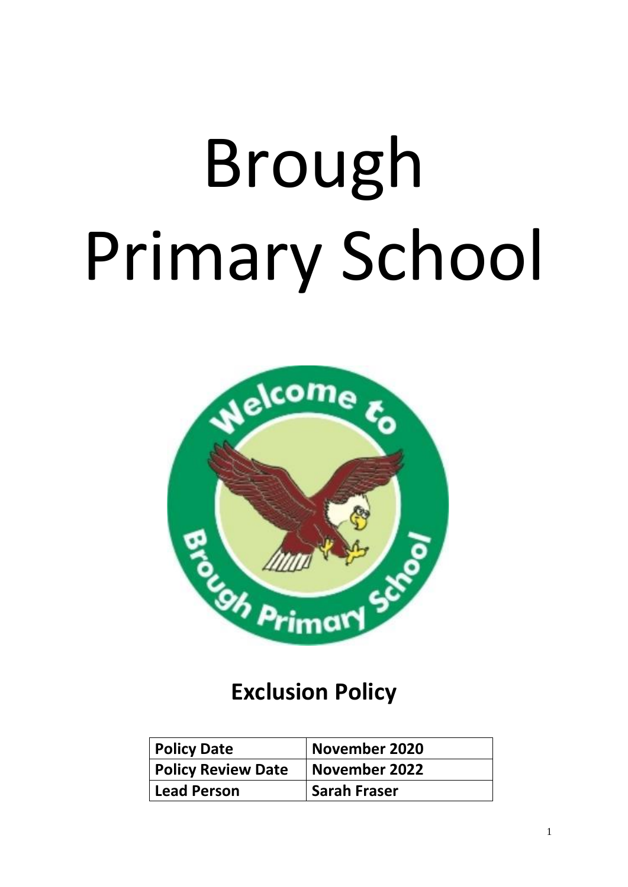# Brough Primary School

## Exclusion Policy

| Policy Date | November 2020 |
|---|---|
| Policy Review Date | November 2022 |
| Lead Person | Sarah Fraser |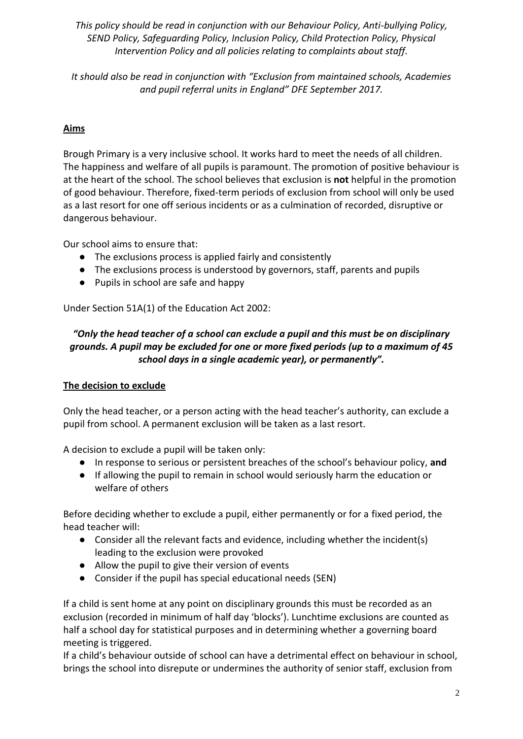*This policy should be read in conjunction with our Behaviour Policy, Anti-bullying Policy, SEND Policy, Safeguarding Policy, Inclusion Policy, Child Protection Policy, Physical Intervention Policy and all policies relating to complaints about staff.*

*It should also be read in conjunction with "Exclusion from maintained schools, Academies and pupil referral units in England" DFE September 2017.*

## Aims

Brough Primary is a very inclusive school. It works hard to meet the needs of all children. The happiness and welfare of all pupils is paramount. The promotion of positive behaviour is at the heart of the school. The school believes that exclusion is **not** helpful in the promotion of good behaviour. Therefore, fixed-term periods of exclusion from school will only be used as a last resort for one off serious incidents or as a culmination of recorded, disruptive or dangerous behaviour.

Our school aims to ensure that:

- The exclusions process is applied fairly and consistently
- The exclusions process is understood by governors, staff, parents and pupils
- Pupils in school are safe and happy

Under Section 51A(1) of the Education Act 2002:

***"Only the head teacher of a school can exclude a pupil and this must be on disciplinary grounds. A pupil may be excluded for one or more fixed periods (up to a maximum of 45 school days in a single academic year), or permanently".***

## The decision to exclude

Only the head teacher, or a person acting with the head teacher's authority, can exclude a pupil from school. A permanent exclusion will be taken as a last resort.

A decision to exclude a pupil will be taken only:

- In response to serious or persistent breaches of the school's behaviour policy, **and**
- If allowing the pupil to remain in school would seriously harm the education or welfare of others

Before deciding whether to exclude a pupil, either permanently or for a fixed period, the head teacher will:

- Consider all the relevant facts and evidence, including whether the incident(s) leading to the exclusion were provoked
- Allow the pupil to give their version of events
- Consider if the pupil has special educational needs (SEN)

If a child is sent home at any point on disciplinary grounds this must be recorded as an exclusion (recorded in minimum of half day 'blocks'). Lunchtime exclusions are counted as half a school day for statistical purposes and in determining whether a governing board meeting is triggered.

If a child's behaviour outside of school can have a detrimental effect on behaviour in school, brings the school into disrepute or undermines the authority of senior staff, exclusion from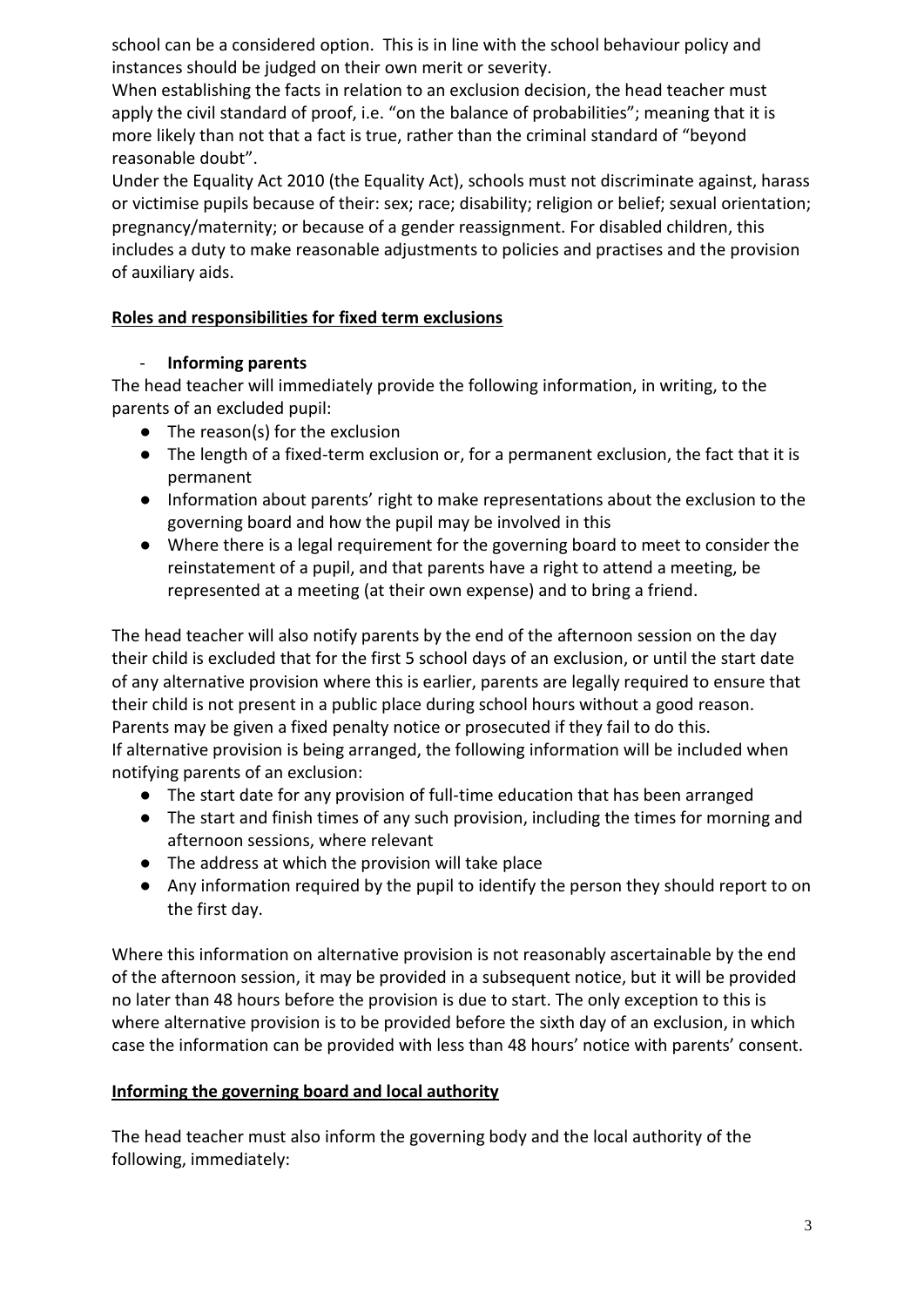school can be a considered option. This is in line with the school behaviour policy and instances should be judged on their own merit or severity.

When establishing the facts in relation to an exclusion decision, the head teacher must apply the civil standard of proof, i.e. "on the balance of probabilities"; meaning that it is more likely than not that a fact is true, rather than the criminal standard of "beyond reasonable doubt".

Under the Equality Act 2010 (the Equality Act), schools must not discriminate against, harass or victimise pupils because of their: sex; race; disability; religion or belief; sexual orientation; pregnancy/maternity; or because of a gender reassignment. For disabled children, this includes a duty to make reasonable adjustments to policies and practises and the provision of auxiliary aids.

## Roles and responsibilities for fixed term exclusions

- **Informing parents**

The head teacher will immediately provide the following information, in writing, to the parents of an excluded pupil:

- The reason(s) for the exclusion
- The length of a fixed-term exclusion or, for a permanent exclusion, the fact that it is permanent
- Information about parents' right to make representations about the exclusion to the governing board and how the pupil may be involved in this
- Where there is a legal requirement for the governing board to meet to consider the reinstatement of a pupil, and that parents have a right to attend a meeting, be represented at a meeting (at their own expense) and to bring a friend.

The head teacher will also notify parents by the end of the afternoon session on the day their child is excluded that for the first 5 school days of an exclusion, or until the start date of any alternative provision where this is earlier, parents are legally required to ensure that their child is not present in a public place during school hours without a good reason. Parents may be given a fixed penalty notice or prosecuted if they fail to do this.

If alternative provision is being arranged, the following information will be included when notifying parents of an exclusion:

- The start date for any provision of full-time education that has been arranged
- The start and finish times of any such provision, including the times for morning and afternoon sessions, where relevant
- The address at which the provision will take place
- Any information required by the pupil to identify the person they should report to on the first day.

Where this information on alternative provision is not reasonably ascertainable by the end of the afternoon session, it may be provided in a subsequent notice, but it will be provided no later than 48 hours before the provision is due to start. The only exception to this is where alternative provision is to be provided before the sixth day of an exclusion, in which case the information can be provided with less than 48 hours' notice with parents' consent.

## Informing the governing board and local authority

The head teacher must also inform the governing body and the local authority of the following, immediately: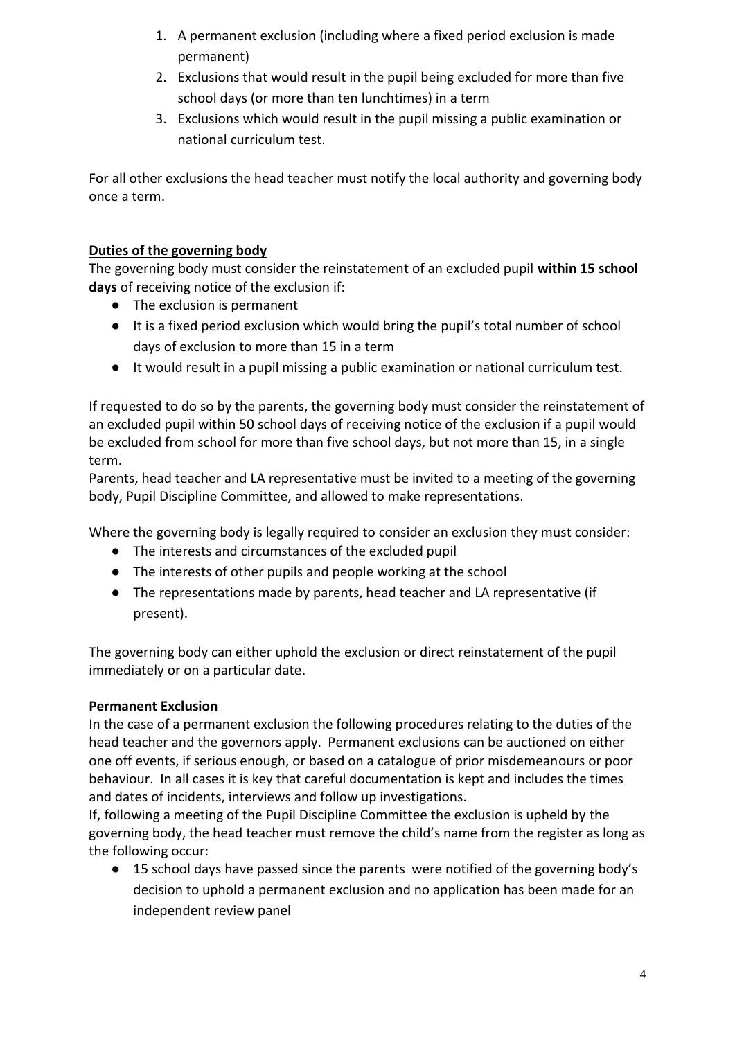1. A permanent exclusion (including where a fixed period exclusion is made permanent)
2. Exclusions that would result in the pupil being excluded for more than five school days (or more than ten lunchtimes) in a term
3. Exclusions which would result in the pupil missing a public examination or national curriculum test.

For all other exclusions the head teacher must notify the local authority and governing body once a term.

**Duties of the governing body**

The governing body must consider the reinstatement of an excluded pupil **within 15 school days** of receiving notice of the exclusion if:

- The exclusion is permanent
- It is a fixed period exclusion which would bring the pupil's total number of school days of exclusion to more than 15 in a term
- It would result in a pupil missing a public examination or national curriculum test.

If requested to do so by the parents, the governing body must consider the reinstatement of an excluded pupil within 50 school days of receiving notice of the exclusion if a pupil would be excluded from school for more than five school days, but not more than 15, in a single term.

Parents, head teacher and LA representative must be invited to a meeting of the governing body, Pupil Discipline Committee, and allowed to make representations.

Where the governing body is legally required to consider an exclusion they must consider:

- The interests and circumstances of the excluded pupil
- The interests of other pupils and people working at the school
- The representations made by parents, head teacher and LA representative (if present).

The governing body can either uphold the exclusion or direct reinstatement of the pupil immediately or on a particular date.

**Permanent Exclusion**

In the case of a permanent exclusion the following procedures relating to the duties of the head teacher and the governors apply. Permanent exclusions can be auctioned on either one off events, if serious enough, or based on a catalogue of prior misdemeanours or poor behaviour. In all cases it is key that careful documentation is kept and includes the times and dates of incidents, interviews and follow up investigations.

If, following a meeting of the Pupil Discipline Committee the exclusion is upheld by the governing body, the head teacher must remove the child's name from the register as long as the following occur:

- 15 school days have passed since the parents were notified of the governing body's decision to uphold a permanent exclusion and no application has been made for an independent review panel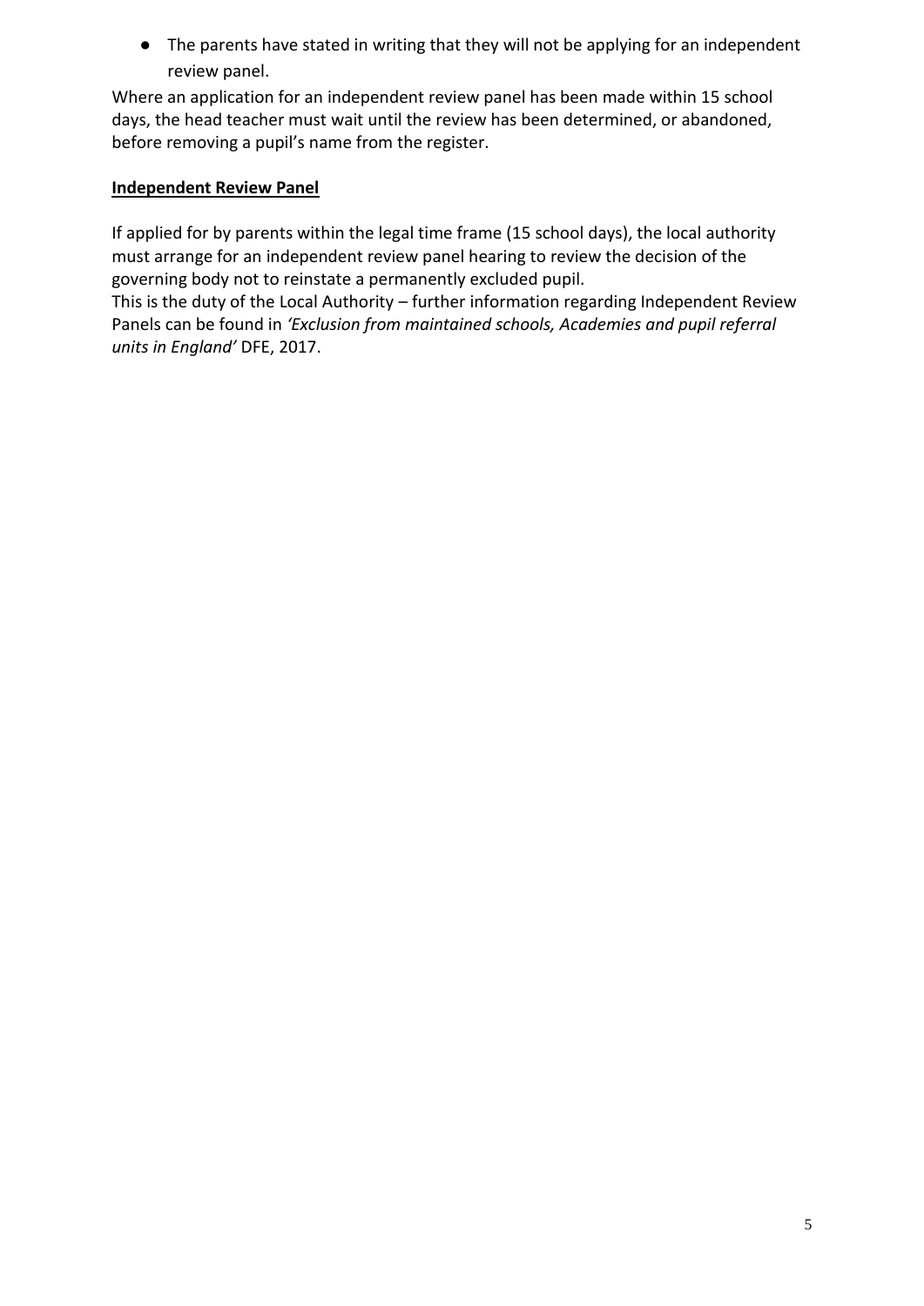- The parents have stated in writing that they will not be applying for an independent review panel.

Where an application for an independent review panel has been made within 15 school days, the head teacher must wait until the review has been determined, or abandoned, before removing a pupil's name from the register.

**Independent Review Panel**

If applied for by parents within the legal time frame (15 school days), the local authority must arrange for an independent review panel hearing to review the decision of the governing body not to reinstate a permanently excluded pupil.

This is the duty of the Local Authority – further information regarding Independent Review Panels can be found in *'Exclusion from maintained schools, Academies and pupil referral units in England'* DFE, 2017.